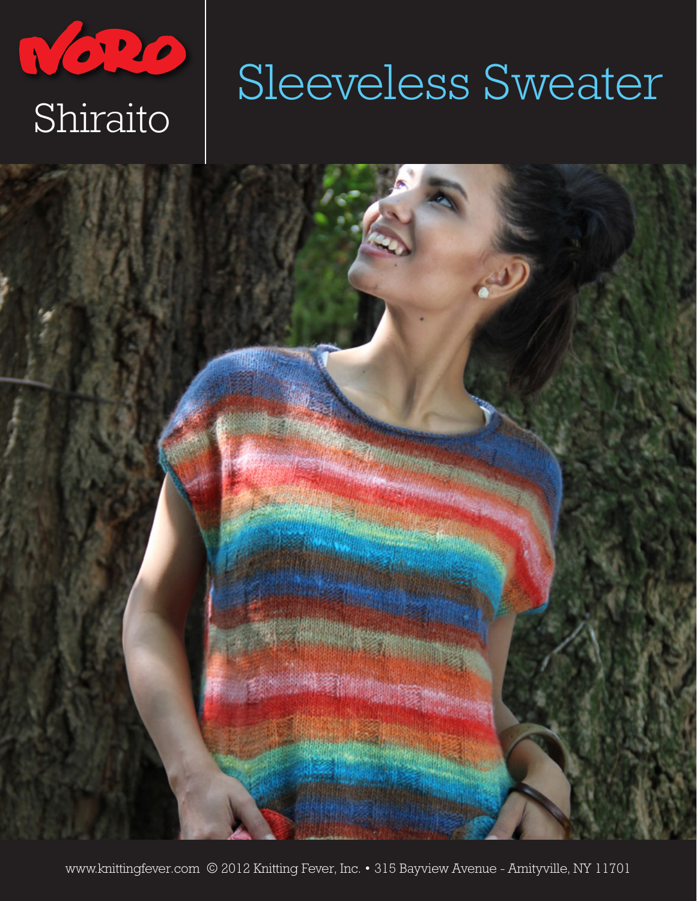NORO

Shiraito

# Sleeveless Sweater

www.knittingfever.com © 2012 Knitting Fever, Inc. • 315 Bayview Avenue - Amityville, NY 11701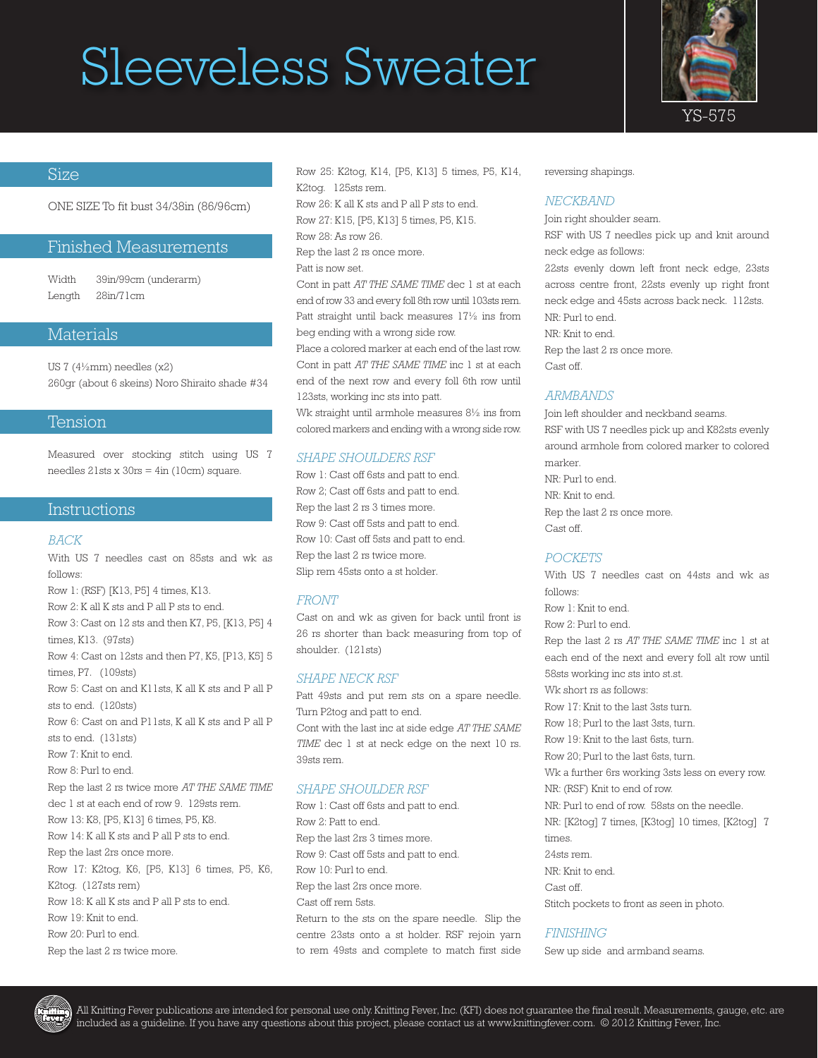# Sleeveless Sweater

YS-575

## Size

ONE SIZE To fit bust 34/38in (86/96cm)

## Finished Measurements

Width 39in/99cm (underarm)
Length 28in/71cm

## Materials

US 7 (4½mm) needles (x2)
260gr (about 6 skeins) Noro Shiraito shade #34

## Tension

Measured over stocking stitch using US 7 needles 21sts x 30rs = 4in (10cm) square.

## Instructions

### BACK

With US 7 needles cast on 85sts and wk as follows:
Row 1: (RSF) [K13, P5] 4 times, K13.
Row 2: K all K sts and P all P sts to end.
Row 3: Cast on 12 sts and then K7, P5, [K13, P5] 4 times, K13. (97sts)
Row 4: Cast on 12sts and then P7, K5, [P13, K5] 5 times, P7. (109sts)
Row 5: Cast on and K11sts, K all K sts and P all P sts to end. (120sts)
Row 6: Cast on and P11sts, K all K sts and P all P sts to end. (131sts)
Row 7: Knit to end.
Row 8: Purl to end.
Rep the last 2 rs twice more *AT THE SAME TIME* dec 1 st at each end of row 9. 129sts rem.
Row 13: K8, [P5, K13] 6 times, P5, K8.
Row 14: K all K sts and P all P sts to end.
Rep the last 2rs once more.
Row 17: K2tog, K6, [P5, K13] 6 times, P5, K6, K2tog. (127sts rem)
Row 18: K all K sts and P all P sts to end.
Row 19: Knit to end.
Row 20: Purl to end.
Rep the last 2 rs twice more.
Row 25: K2tog, K14, [P5, K13] 5 times, P5, K14, K2tog. 125sts rem.
Row 26: K all K sts and P all P sts to end.
Row 27: K15, [P5, K13] 5 times, P5, K15.
Row 28: As row 26.
Rep the last 2 rs once more.
Patt is now set.
Cont in patt *AT THE SAME TIME* dec 1 st at each end of row 33 and every foll 8th row until 103sts rem.
Patt straight until back measures 17½ ins from beg ending with a wrong side row.
Place a colored marker at each end of the last row.
Cont in patt *AT THE SAME TIME* inc 1 st at each end of the next row and every foll 6th row until 123sts, working inc sts into patt.
Wk straight until armhole measures 8½ ins from colored markers and ending with a wrong side row.

### SHAPE SHOULDERS RSF

Row 1: Cast off 6sts and patt to end.
Row 2; Cast off 6sts and patt to end.
Rep the last 2 rs 3 times more.
Row 9: Cast off 5sts and patt to end.
Row 10: Cast off 5sts and patt to end.
Rep the last 2 rs twice more.
Slip rem 45sts onto a st holder.

### FRONT

Cast on and wk as given for back until front is 26 rs shorter than back measuring from top of shoulder. (121sts)

### SHAPE NECK RSF

Patt 49sts and put rem sts on a spare needle. Turn P2tog and patt to end.
Cont with the last inc at side edge *AT THE SAME TIME* dec 1 st at neck edge on the next 10 rs. 39sts rem.

### SHAPE SHOULDER RSF

Row 1: Cast off 6sts and patt to end.
Row 2: Patt to end.
Rep the last 2rs 3 times more.
Row 9: Cast off 5sts and patt to end.
Row 10: Purl to end.
Rep the last 2rs once more.
Cast off rem 5sts.
Return to the sts on the spare needle. Slip the centre 23sts onto a st holder. RSF rejoin yarn to rem 49sts and complete to match first side reversing shapings.

### NECKBAND

Join right shoulder seam.
RSF with US 7 needles pick up and knit around neck edge as follows:
22sts evenly down left front neck edge, 23sts across centre front, 22sts evenly up right front neck edge and 45sts across back neck. 112sts.
NR: Purl to end.
NR: Knit to end.
Rep the last 2 rs once more.
Cast off.

### ARMBANDS

Join left shoulder and neckband seams.
RSF with US 7 needles pick up and K82sts evenly around armhole from colored marker to colored marker.
NR: Purl to end.
NR: Knit to end.
Rep the last 2 rs once more.
Cast off.

### POCKETS

With US 7 needles cast on 44sts and wk as follows:
Row 1: Knit to end.
Row 2: Purl to end.
Rep the last 2 rs *AT THE SAME TIME* inc 1 st at each end of the next and every foll alt row until 58sts working inc sts into st.st.
Wk short rs as follows:
Row 17: Knit to the last 3sts turn.
Row 18; Purl to the last 3sts, turn.
Row 19: Knit to the last 6sts, turn.
Row 20; Purl to the last 6sts, turn.
Wk a further 6rs working 3sts less on every row.
NR: (RSF) Knit to end of row.
NR: Purl to end of row. 58sts on the needle.
NR: [K2tog] 7 times, [K3tog] 10 times, [K2tog] 7 times.
24sts rem.
NR: Knit to end.
Cast off.
Stitch pockets to front as seen in photo.

### FINISHING

Sew up side and armband seams.

All Knitting Fever publications are intended for personal use only. Knitting Fever, Inc. (KFI) does not guarantee the final result. Measurements, gauge, etc. are included as a guideline. If you have any questions about this project, please contact us at www.knittingfever.com. © 2012 Knitting Fever, Inc.